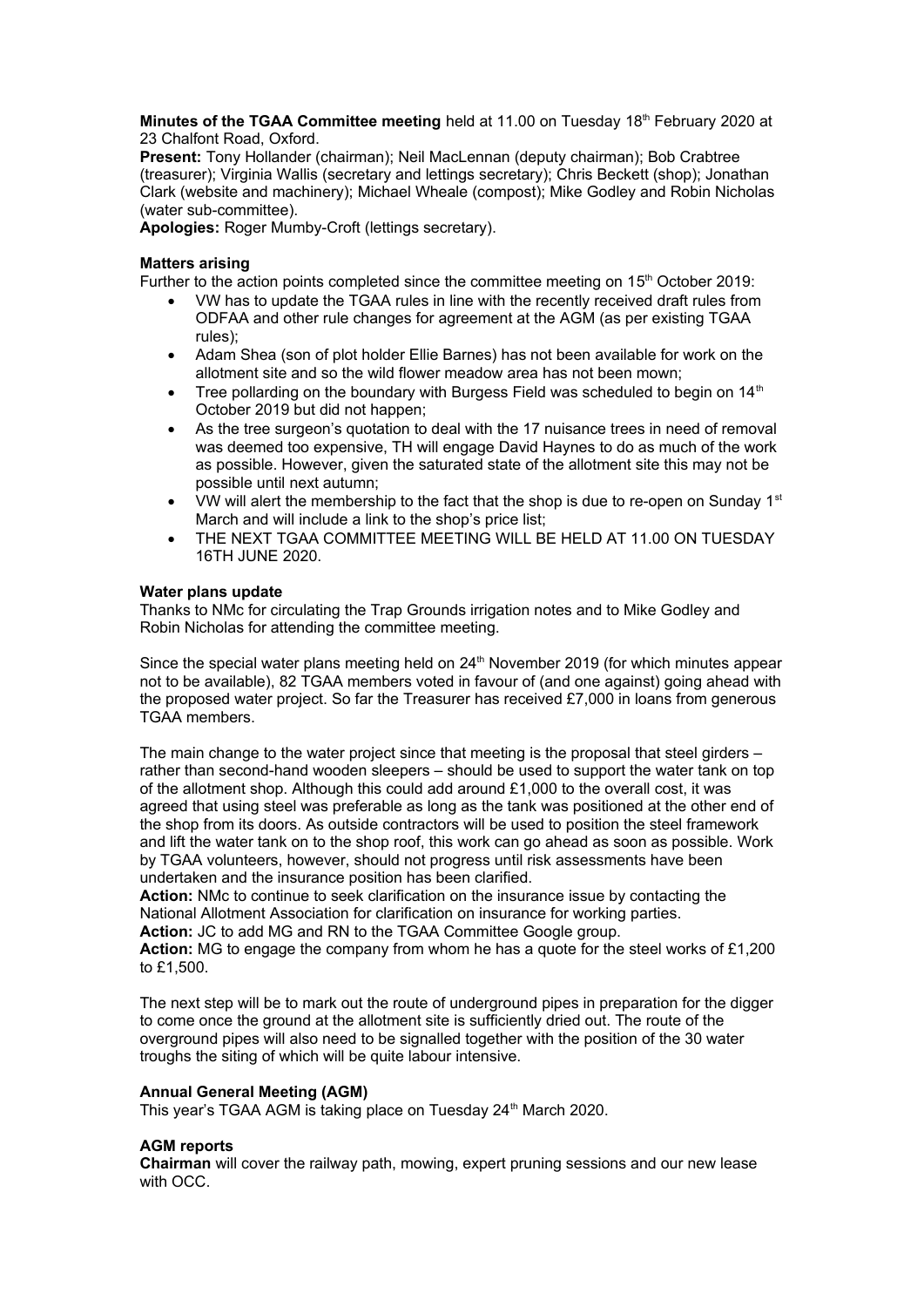**Minutes of the TGAA Committee meeting** held at 11.00 on Tuesday 18th February 2020 at 23 Chalfont Road, Oxford.

**Present:** Tony Hollander (chairman); Neil MacLennan (deputy chairman); Bob Crabtree (treasurer); Virginia Wallis (secretary and lettings secretary); Chris Beckett (shop); Jonathan Clark (website and machinery); Michael Wheale (compost); Mike Godley and Robin Nicholas (water sub-committee).

**Apologies:** Roger Mumby-Croft (lettings secretary).

### Matters arising

Further to the action points completed since the committee meeting on 15th October 2019:

- VW has to update the TGAA rules in line with the recently received draft rules from ODFAA and other rule changes for agreement at the AGM (as per existing TGAA rules);
- Adam Shea (son of plot holder Ellie Barnes) has not been available for work on the allotment site and so the wild flower meadow area has not been mown;
- Tree pollarding on the boundary with Burgess Field was scheduled to begin on 14th October 2019 but did not happen;
- As the tree surgeon's quotation to deal with the 17 nuisance trees in need of removal was deemed too expensive, TH will engage David Haynes to do as much of the work as possible. However, given the saturated state of the allotment site this may not be possible until next autumn;
- VW will alert the membership to the fact that the shop is due to re-open on Sunday 1st March and will include a link to the shop's price list;
- THE NEXT TGAA COMMITTEE MEETING WILL BE HELD AT 11.00 ON TUESDAY 16TH JUNE 2020.

### Water plans update

Thanks to NMc for circulating the Trap Grounds irrigation notes and to Mike Godley and Robin Nicholas for attending the committee meeting.

Since the special water plans meeting held on 24th November 2019 (for which minutes appear not to be available), 82 TGAA members voted in favour of (and one against) going ahead with the proposed water project. So far the Treasurer has received £7,000 in loans from generous TGAA members.

The main change to the water project since that meeting is the proposal that steel girders – rather than second-hand wooden sleepers – should be used to support the water tank on top of the allotment shop. Although this could add around £1,000 to the overall cost, it was agreed that using steel was preferable as long as the tank was positioned at the other end of the shop from its doors. As outside contractors will be used to position the steel framework and lift the water tank on to the shop roof, this work can go ahead as soon as possible. Work by TGAA volunteers, however, should not progress until risk assessments have been undertaken and the insurance position has been clarified.

**Action:** NMc to continue to seek clarification on the insurance issue by contacting the National Allotment Association for clarification on insurance for working parties.

**Action:** JC to add MG and RN to the TGAA Committee Google group.

**Action:** MG to engage the company from whom he has a quote for the steel works of £1,200 to £1,500.

The next step will be to mark out the route of underground pipes in preparation for the digger to come once the ground at the allotment site is sufficiently dried out. The route of the overground pipes will also need to be signalled together with the position of the 30 water troughs the siting of which will be quite labour intensive.

### Annual General Meeting (AGM)

This year's TGAA AGM is taking place on Tuesday 24th March 2020.

### AGM reports

**Chairman** will cover the railway path, mowing, expert pruning sessions and our new lease with OCC.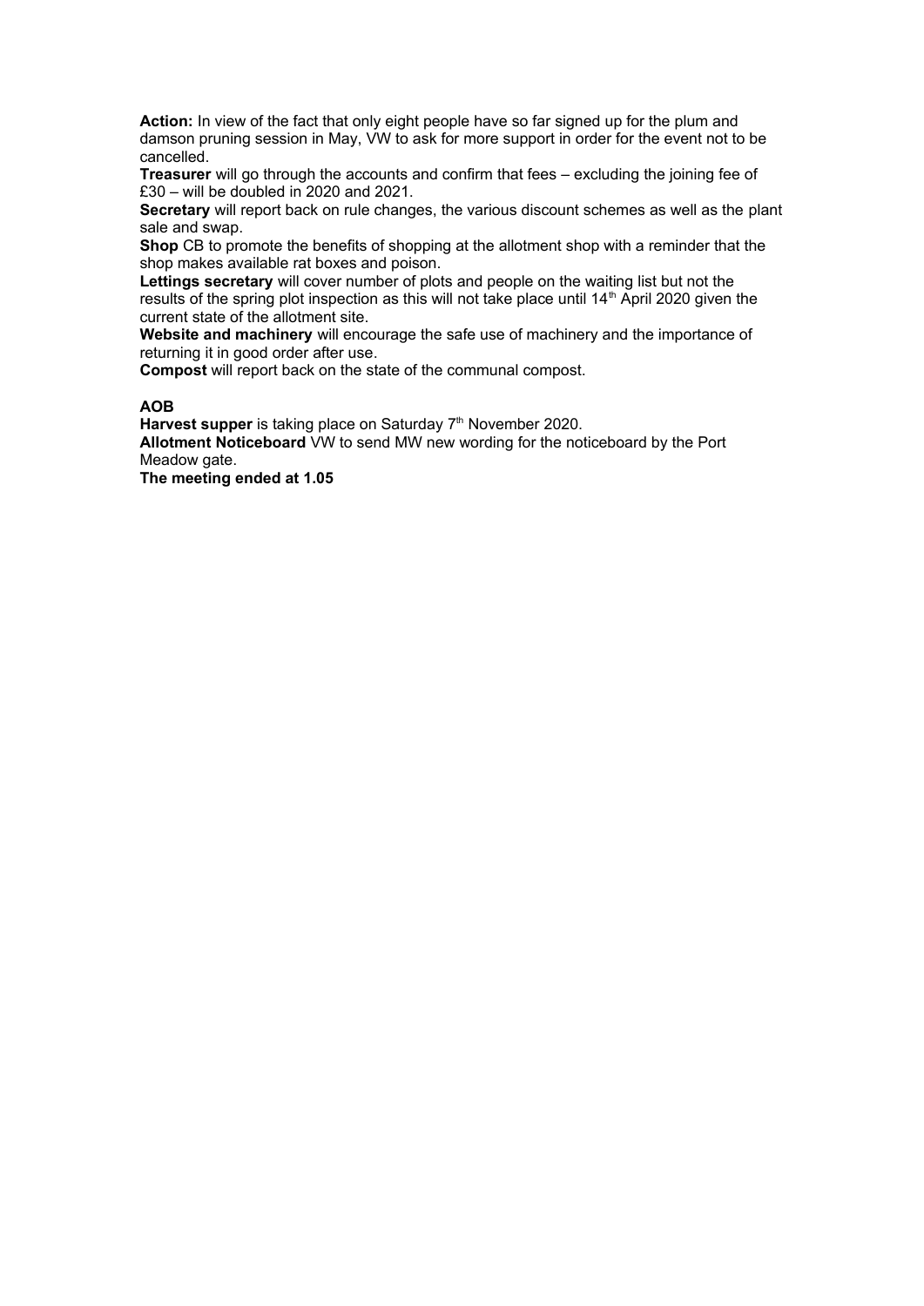**Action:** In view of the fact that only eight people have so far signed up for the plum and damson pruning session in May, VW to ask for more support in order for the event not to be cancelled.

**Treasurer** will go through the accounts and confirm that fees – excluding the joining fee of £30 – will be doubled in 2020 and 2021.

**Secretary** will report back on rule changes, the various discount schemes as well as the plant sale and swap.

**Shop** CB to promote the benefits of shopping at the allotment shop with a reminder that the shop makes available rat boxes and poison.

**Lettings secretary** will cover number of plots and people on the waiting list but not the results of the spring plot inspection as this will not take place until 14th April 2020 given the current state of the allotment site.

**Website and machinery** will encourage the safe use of machinery and the importance of returning it in good order after use.

**Compost** will report back on the state of the communal compost.

**AOB**

**Harvest supper** is taking place on Saturday 7th November 2020.

**Allotment Noticeboard** VW to send MW new wording for the noticeboard by the Port Meadow gate.

**The meeting ended at 1.05**